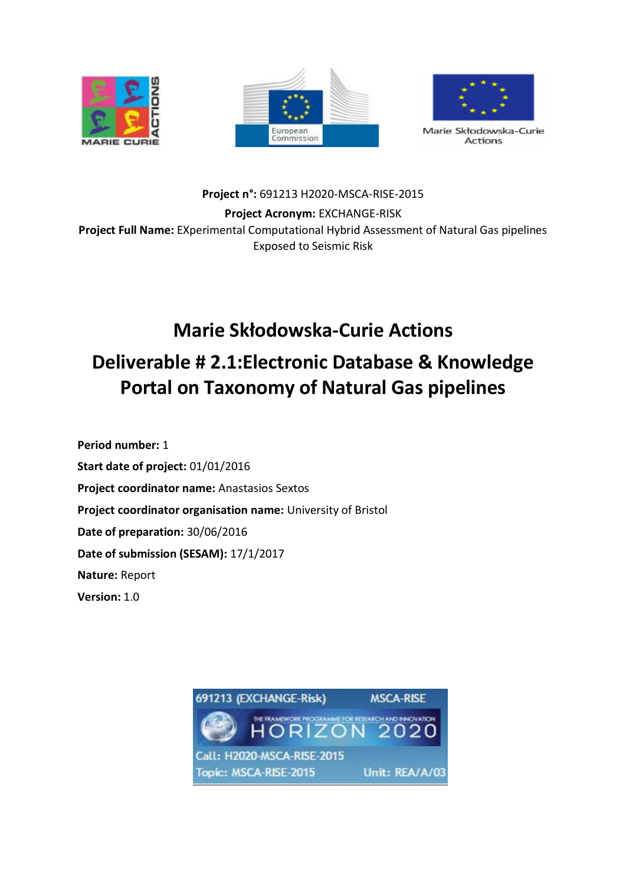**Project n°:** 691213 H2020-MSCA-RISE-2015

**Project Acronym:** EXCHANGE-RISK

**Project Full Name:** EXperimental Computational Hybrid Assessment of Natural Gas pipelines Exposed to Seismic Risk

# Marie Skłodowska-Curie Actions

# Deliverable # 2.1:Electronic Database & Knowledge Portal on Taxonomy of Natural Gas pipelines

**Period number:** 1

**Start date of project:** 01/01/2016

**Project coordinator name:** Anastasios Sextos

**Project coordinator organisation name:** University of Bristol

**Date of preparation:** 30/06/2016

**Date of submission (SESAM):** 17/1/2017

**Nature:** Report

**Version:** 1.0

691213 (EXCHANGE-Risk) MSCA-RISE

THE FRAMEWORK PROGRAMME FOR RESEARCH AND INNOVATION HORIZON 2020

Call: H2020-MSCA-RISE-2015

Topic: MSCA-RISE-2015 Unit: REA/A/03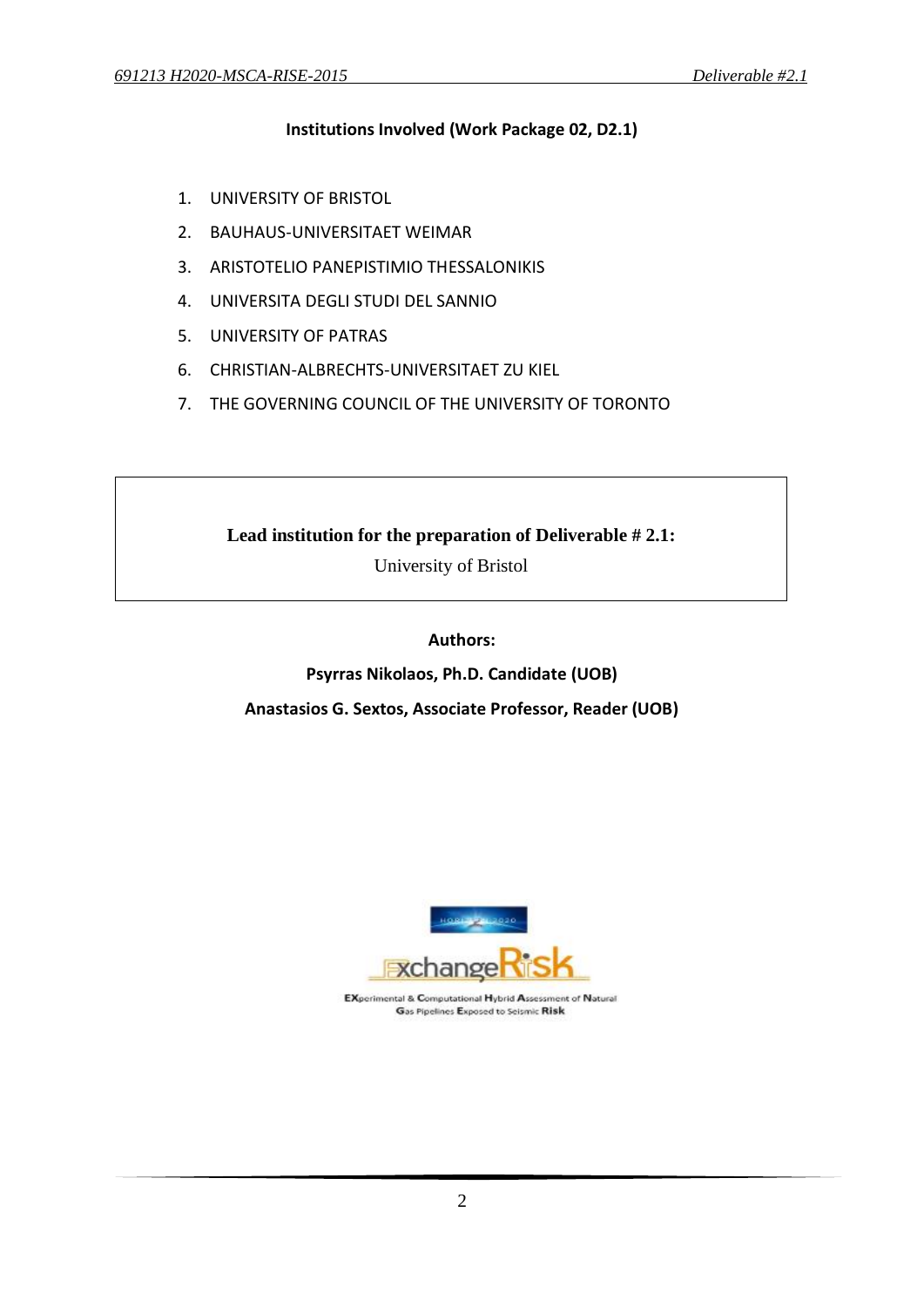**Institutions Involved (Work Package 02, D2.1)**

1. UNIVERSITY OF BRISTOL
2. BAUHAUS-UNIVERSITAET WEIMAR
3. ARISTOTELIO PANEPISTIMIO THESSALONIKIS
4. UNIVERSITA DEGLI STUDI DEL SANNIO
5. UNIVERSITY OF PATRAS
6. CHRISTIAN-ALBRECHTS-UNIVERSITAET ZU KIEL
7. THE GOVERNING COUNCIL OF THE UNIVERSITY OF TORONTO

**Lead institution for the preparation of Deliverable # 2.1:**

University of Bristol

**Authors:**

**Psyrras Nikolaos, Ph.D. Candidate (UOB)**

**Anastasios G. Sextos, Associate Professor, Reader (UOB)**

ExchangeRisk

EXperimental & Computational Hybrid Assessment of Natural Gas Pipelines Exposed to Seismic Risk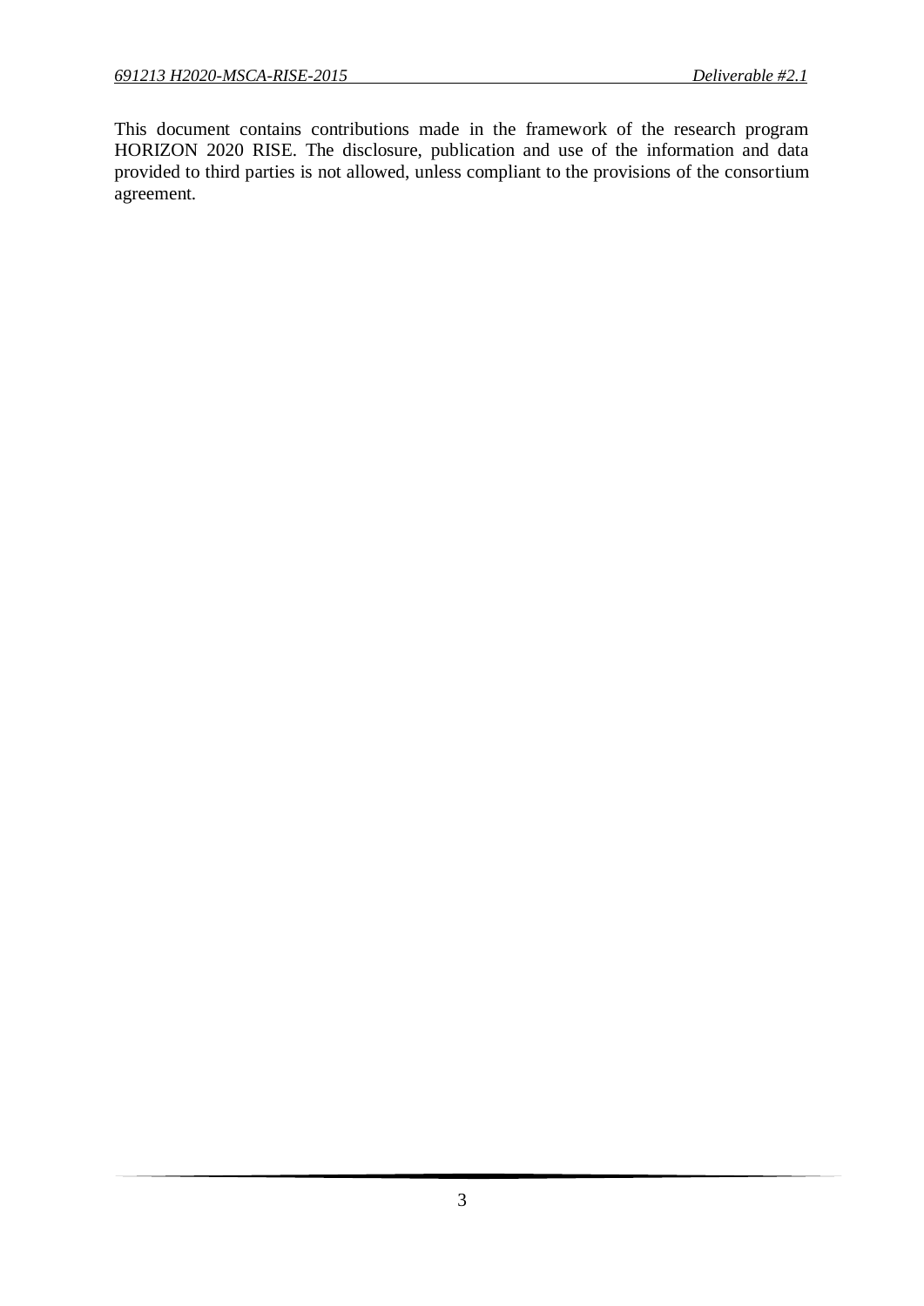This document contains contributions made in the framework of the research program HORIZON 2020 RISE. The disclosure, publication and use of the information and data provided to third parties is not allowed, unless compliant to the provisions of the consortium agreement.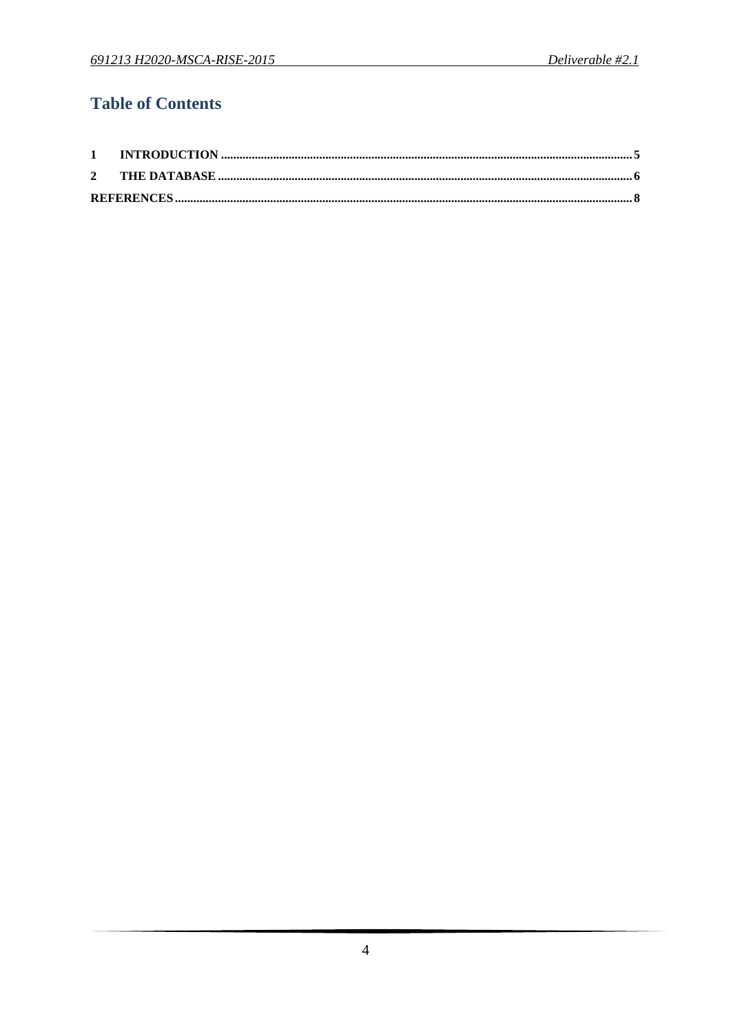# Table of Contents

1 INTRODUCTION .......... 5

2 THE DATABASE .......... 6

REFERENCES .......... 8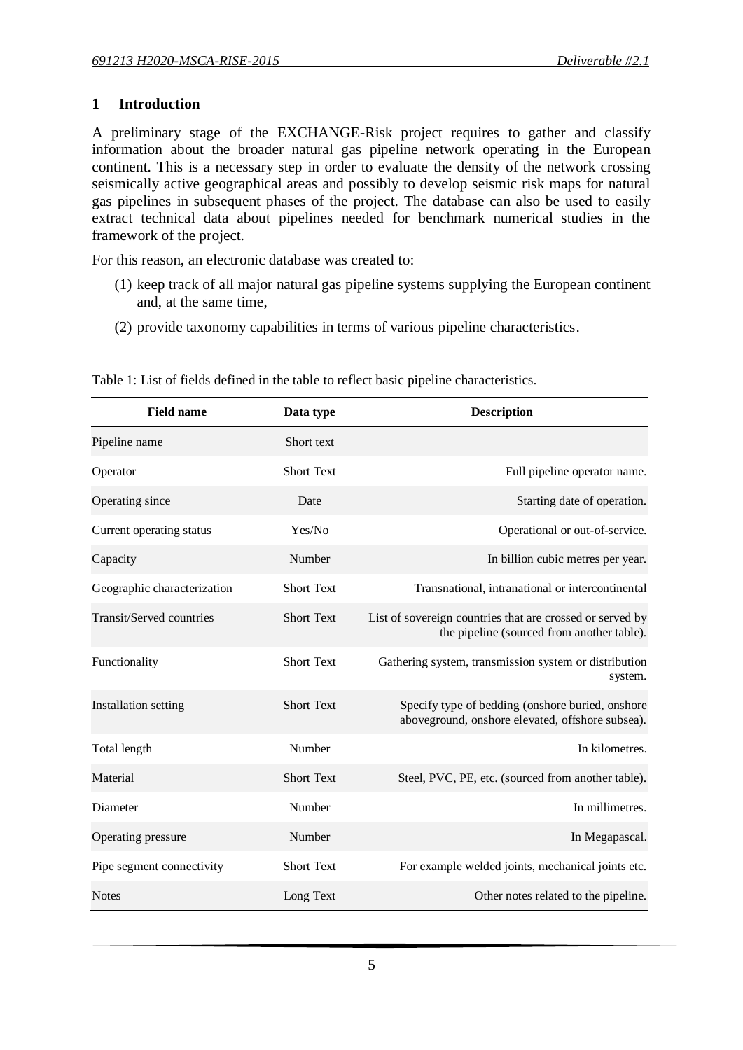# 1 Introduction

A preliminary stage of the EXCHANGE-Risk project requires to gather and classify information about the broader natural gas pipeline network operating in the European continent. This is a necessary step in order to evaluate the density of the network crossing seismically active geographical areas and possibly to develop seismic risk maps for natural gas pipelines in subsequent phases of the project. The database can also be used to easily extract technical data about pipelines needed for benchmark numerical studies in the framework of the project.

For this reason, an electronic database was created to:

(1) keep track of all major natural gas pipeline systems supplying the European continent and, at the same time,

(2) provide taxonomy capabilities in terms of various pipeline characteristics.

Table 1: List of fields defined in the table to reflect basic pipeline characteristics.

| Field name | Data type | Description |
|---|---|---|
| Pipeline name | Short text | |
| Operator | Short Text | Full pipeline operator name. |
| Operating since | Date | Starting date of operation. |
| Current operating status | Yes/No | Operational or out-of-service. |
| Capacity | Number | In billion cubic metres per year. |
| Geographic characterization | Short Text | Transnational, intranational or intercontinental |
| Transit/Served countries | Short Text | List of sovereign countries that are crossed or served by the pipeline (sourced from another table). |
| Functionality | Short Text | Gathering system, transmission system or distribution system. |
| Installation setting | Short Text | Specify type of bedding (onshore buried, onshore aboveground, onshore elevated, offshore subsea). |
| Total length | Number | In kilometres. |
| Material | Short Text | Steel, PVC, PE, etc. (sourced from another table). |
| Diameter | Number | In millimetres. |
| Operating pressure | Number | In Megapascal. |
| Pipe segment connectivity | Short Text | For example welded joints, mechanical joints etc. |
| Notes | Long Text | Other notes related to the pipeline. |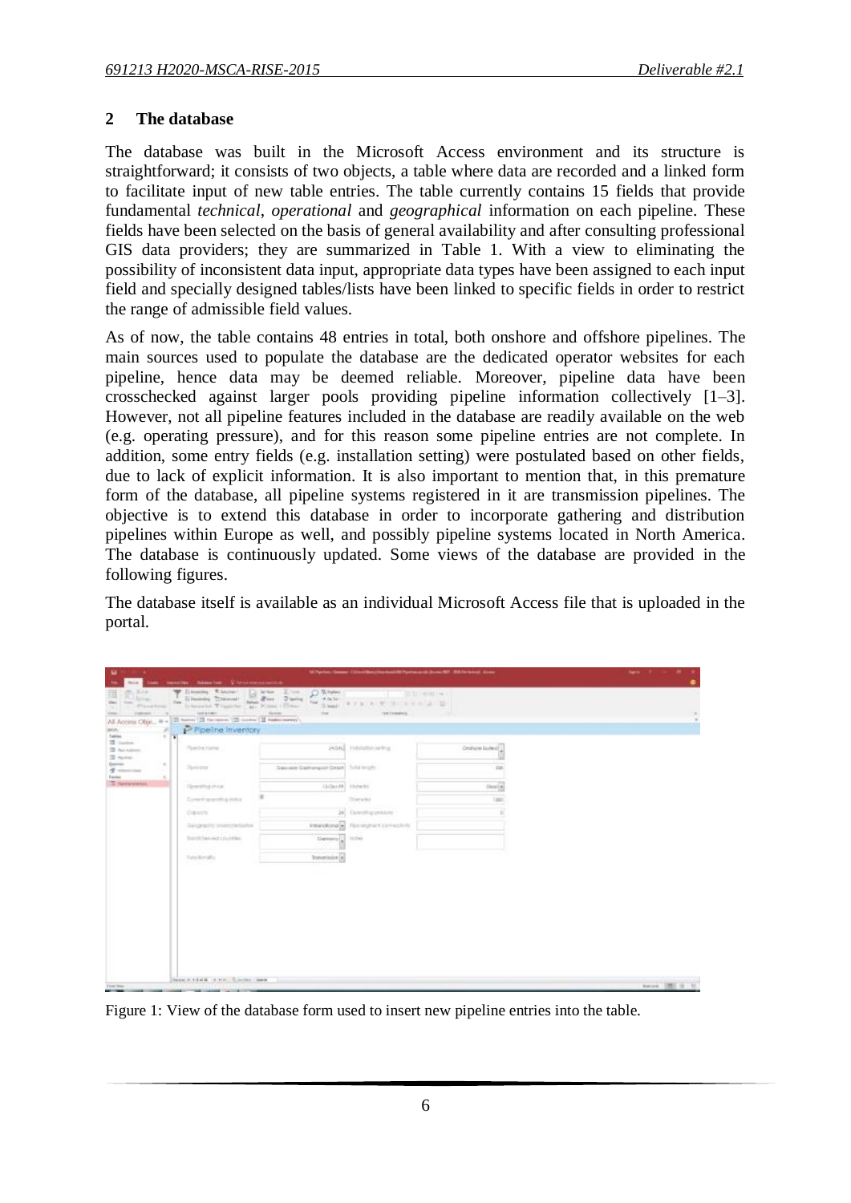## 2 The database

The database was built in the Microsoft Access environment and its structure is straightforward; it consists of two objects, a table where data are recorded and a linked form to facilitate input of new table entries. The table currently contains 15 fields that provide fundamental *technical*, *operational* and *geographical* information on each pipeline. These fields have been selected on the basis of general availability and after consulting professional GIS data providers; they are summarized in Table 1. With a view to eliminating the possibility of inconsistent data input, appropriate data types have been assigned to each input field and specially designed tables/lists have been linked to specific fields in order to restrict the range of admissible field values.

As of now, the table contains 48 entries in total, both onshore and offshore pipelines. The main sources used to populate the database are the dedicated operator websites for each pipeline, hence data may be deemed reliable. Moreover, pipeline data have been crosschecked against larger pools providing pipeline information collectively [1–3]. However, not all pipeline features included in the database are readily available on the web (e.g. operating pressure), and for this reason some pipeline entries are not complete. In addition, some entry fields (e.g. installation setting) were postulated based on other fields, due to lack of explicit information. It is also important to mention that, in this premature form of the database, all pipeline systems registered in it are transmission pipelines. The objective is to extend this database in order to incorporate gathering and distribution pipelines within Europe as well, and possibly pipeline systems located in North America. The database is continuously updated. Some views of the database are provided in the following figures.

The database itself is available as an individual Microsoft Access file that is uploaded in the portal.

Figure 1: View of the database form used to insert new pipeline entries into the table.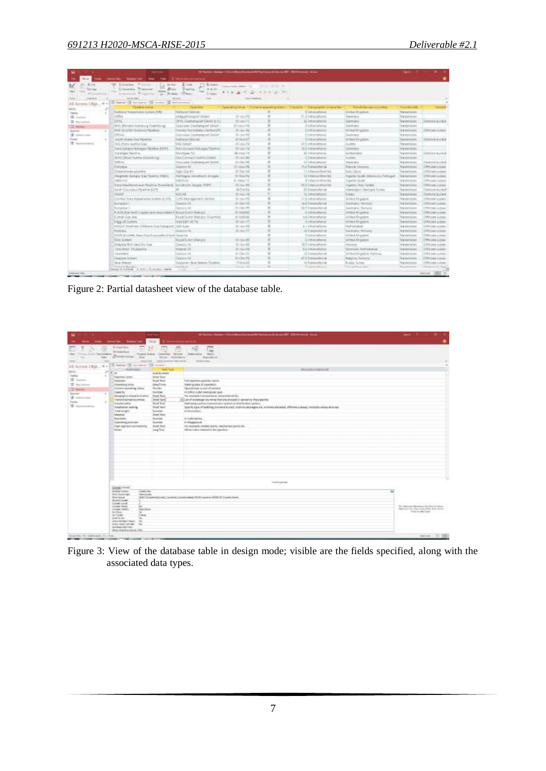Figure 2: Partial datasheet view of the database table.

Figure 3: View of the database table in design mode; visible are the fields specified, along with the associated data types.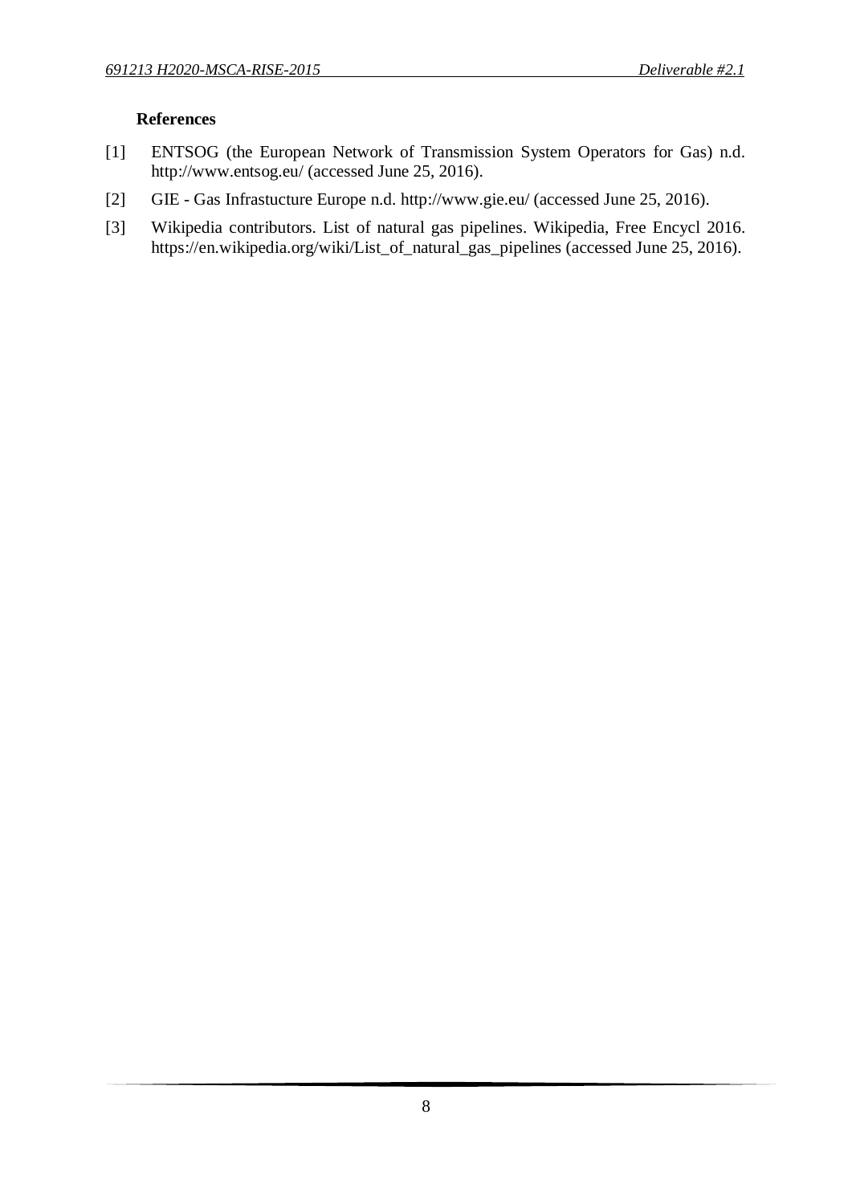**References**

[1] ENTSOG (the European Network of Transmission System Operators for Gas) n.d. http://www.entsog.eu/ (accessed June 25, 2016).

[2] GIE - Gas Infrastucture Europe n.d. http://www.gie.eu/ (accessed June 25, 2016).

[3] Wikipedia contributors. List of natural gas pipelines. Wikipedia, Free Encycl 2016. https://en.wikipedia.org/wiki/List_of_natural_gas_pipelines (accessed June 25, 2016).